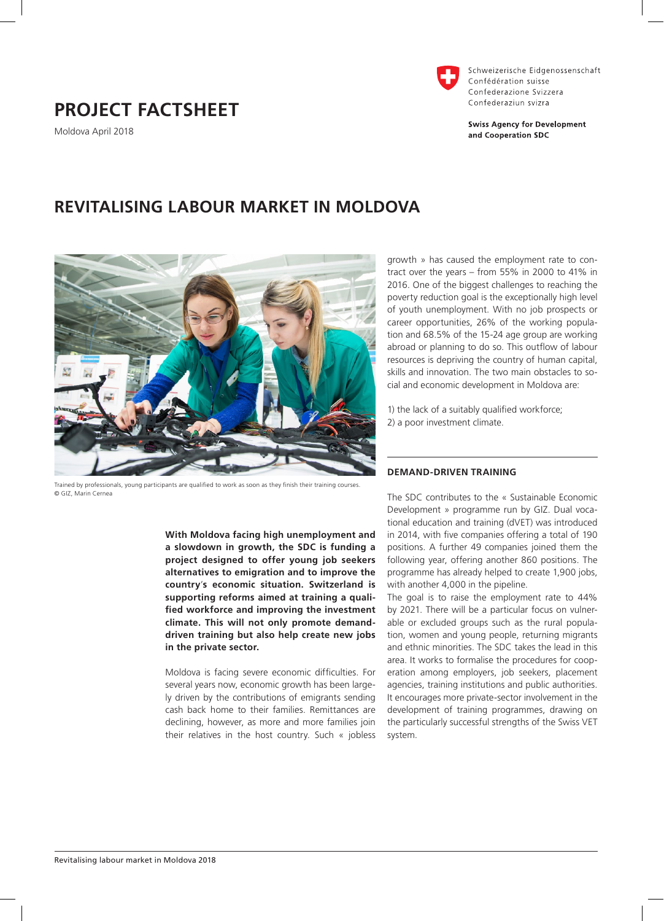Schweizerische Eidgenossenschaft
Confédération suisse
Confederazione Svizzera
Confederaziun svizra

**Swiss Agency for Development and Cooperation SDC**

# PROJECT FACTSHEET

Moldova April 2018

## REVITALISING LABOUR MARKET IN MOLDOVA

Trained by professionals, young participants are qualified to work as soon as they finish their training courses.
© GIZ, Marin Cernea

**With Moldova facing high unemployment and a slowdown in growth, the SDC is funding a project designed to offer young job seekers alternatives to emigration and to improve the country's economic situation. Switzerland is supporting reforms aimed at training a qualified workforce and improving the investment climate. This will not only promote demand-driven training but also help create new jobs in the private sector.**

Moldova is facing severe economic difficulties. For several years now, economic growth has been largely driven by the contributions of emigrants sending cash back home to their families. Remittances are declining, however, as more and more families join their relatives in the host country. Such « jobless growth » has caused the employment rate to contract over the years – from 55% in 2000 to 41% in 2016. One of the biggest challenges to reaching the poverty reduction goal is the exceptionally high level of youth unemployment. With no job prospects or career opportunities, 26% of the working population and 68.5% of the 15-24 age group are working abroad or planning to do so. This outflow of labour resources is depriving the country of human capital, skills and innovation. The two main obstacles to social and economic development in Moldova are:

1) the lack of a suitably qualified workforce;
2) a poor investment climate.

### DEMAND-DRIVEN TRAINING

The SDC contributes to the « Sustainable Economic Development » programme run by GIZ. Dual vocational education and training (dVET) was introduced in 2014, with five companies offering a total of 190 positions. A further 49 companies joined them the following year, offering another 860 positions. The programme has already helped to create 1,900 jobs, with another 4,000 in the pipeline.
The goal is to raise the employment rate to 44% by 2021. There will be a particular focus on vulnerable or excluded groups such as the rural population, women and young people, returning migrants and ethnic minorities. The SDC takes the lead in this area. It works to formalise the procedures for cooperation among employers, job seekers, placement agencies, training institutions and public authorities. It encourages more private-sector involvement in the development of training programmes, drawing on the particularly successful strengths of the Swiss VET system.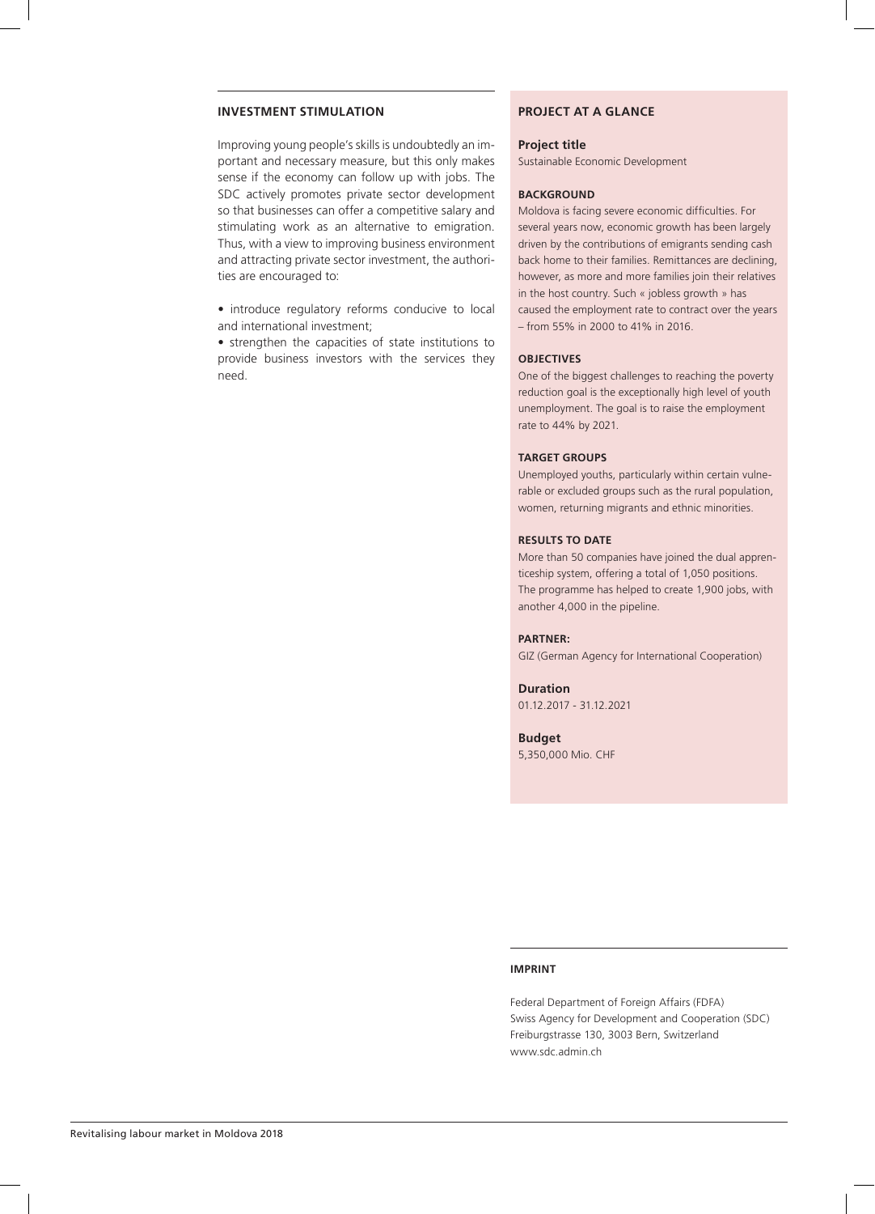## INVESTMENT STIMULATION

Improving young people's skills is undoubtedly an important and necessary measure, but this only makes sense if the economy can follow up with jobs. The SDC actively promotes private sector development so that businesses can offer a competitive salary and stimulating work as an alternative to emigration. Thus, with a view to improving business environment and attracting private sector investment, the authorities are encouraged to:

- introduce regulatory reforms conducive to local and international investment;
- strengthen the capacities of state institutions to provide business investors with the services they need.

## PROJECT AT A GLANCE

**Project title**
Sustainable Economic Development

**BACKGROUND**
Moldova is facing severe economic difficulties. For several years now, economic growth has been largely driven by the contributions of emigrants sending cash back home to their families. Remittances are declining, however, as more and more families join their relatives in the host country. Such « jobless growth » has caused the employment rate to contract over the years – from 55% in 2000 to 41% in 2016.

**OBJECTIVES**
One of the biggest challenges to reaching the poverty reduction goal is the exceptionally high level of youth unemployment. The goal is to raise the employment rate to 44% by 2021.

**TARGET GROUPS**
Unemployed youths, particularly within certain vulnerable or excluded groups such as the rural population, women, returning migrants and ethnic minorities.

**RESULTS TO DATE**
More than 50 companies have joined the dual apprenticeship system, offering a total of 1,050 positions. The programme has helped to create 1,900 jobs, with another 4,000 in the pipeline.

**PARTNER:**
GIZ (German Agency for International Cooperation)

**Duration**
01.12.2017 - 31.12.2021

**Budget**
5,350,000 Mio. CHF

## IMPRINT

Federal Department of Foreign Affairs (FDFA)
Swiss Agency for Development and Cooperation (SDC)
Freiburgstrasse 130, 3003 Bern, Switzerland
www.sdc.admin.ch